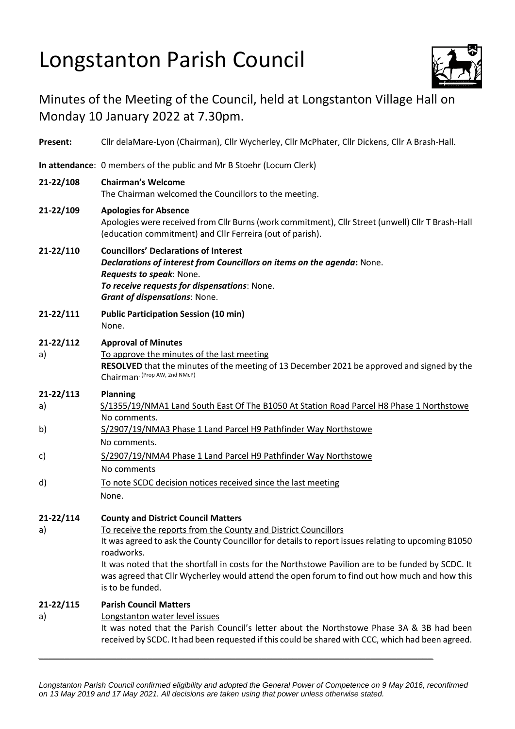# Longstanton Parish Council

## Minutes of the Meeting of the Council, held at Longstanton Village Hall on Monday 10 January 2022 at 7.30pm.

**Present:** Cllr delaMare-Lyon (Chairman), Cllr Wycherley, Cllr McPhater, Cllr Dickens, Cllr A Brash-Hall.

**In attendance**: 0 members of the public and Mr B Stoehr (Locum Clerk)

**21-22/108 Chairman's Welcome**

The Chairman welcomed the Councillors to the meeting.

**21-22/109 Apologies for Absence**

Apologies were received from Cllr Burns (work commitment), Cllr Street (unwell) Cllr T Brash-Hall (education commitment) and Cllr Ferreira (out of parish).

**21-22/110 Councillors' Declarations of Interest**

***Declarations of interest from Councillors on items on the agenda*:** None.

***Requests to speak***: None.

***To receive requests for dispensations***: None.

***Grant of dispensations***: None.

**21-22/111 Public Participation Session (10 min)**

None.

**21-22/112 Approval of Minutes**

a) To approve the minutes of the last meeting

**RESOLVED** that the minutes of the meeting of 13 December 2021 be approved and signed by the Chairman. (Prop AW, 2nd NMcP)

**21-22/113 Planning**

a) S/1355/19/NMA1 Land South East Of The B1050 At Station Road Parcel H8 Phase 1 Northstowe

No comments.

b) S/2907/19/NMA3 Phase 1 Land Parcel H9 Pathfinder Way Northstowe

No comments.

c) S/2907/19/NMA4 Phase 1 Land Parcel H9 Pathfinder Way Northstowe

No comments

d) To note SCDC decision notices received since the last meeting

None.

**21-22/114 County and District Council Matters**

a) To receive the reports from the County and District Councillors

It was agreed to ask the County Councillor for details to report issues relating to upcoming B1050 roadworks.

It was noted that the shortfall in costs for the Northstowe Pavilion are to be funded by SCDC. It was agreed that Cllr Wycherley would attend the open forum to find out how much and how this is to be funded.

**21-22/115 Parish Council Matters**

a) Longstanton water level issues

It was noted that the Parish Council's letter about the Northstowe Phase 3A & 3B had been received by SCDC. It had been requested if this could be shared with CCC, which had been agreed.

*Longstanton Parish Council confirmed eligibility and adopted the General Power of Competence on 9 May 2016, reconfirmed on 13 May 2019 and 17 May 2021. All decisions are taken using that power unless otherwise stated.*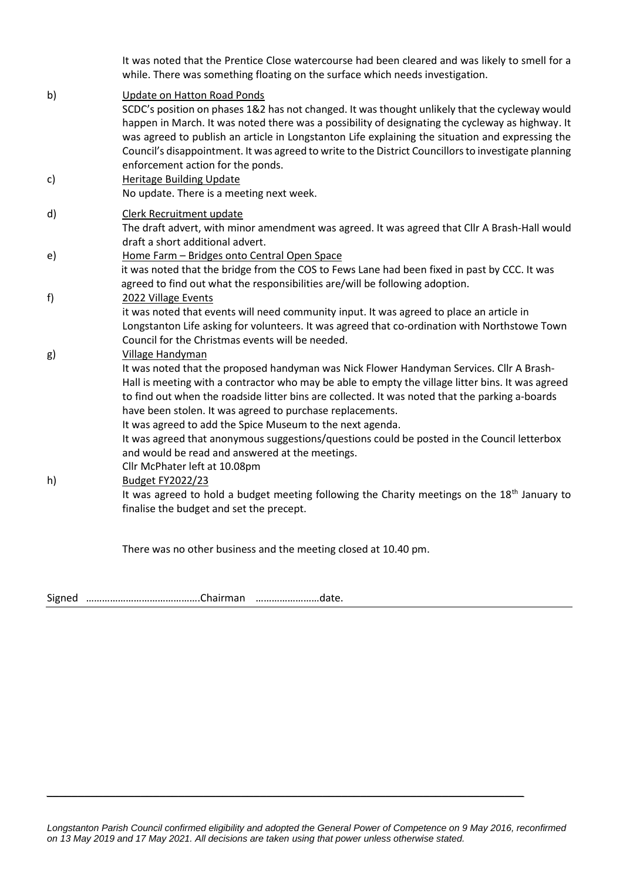It was noted that the Prentice Close watercourse had been cleared and was likely to smell for a while. There was something floating on the surface which needs investigation.

b) Update on Hatton Road Ponds

SCDC's position on phases 1&2 has not changed. It was thought unlikely that the cycleway would happen in March. It was noted there was a possibility of designating the cycleway as highway. It was agreed to publish an article in Longstanton Life explaining the situation and expressing the Council's disappointment. It was agreed to write to the District Councillors to investigate planning enforcement action for the ponds.

c) Heritage Building Update

No update. There is a meeting next week.

d) Clerk Recruitment update

The draft advert, with minor amendment was agreed. It was agreed that Cllr A Brash-Hall would draft a short additional advert.

e) Home Farm – Bridges onto Central Open Space

it was noted that the bridge from the COS to Fews Lane had been fixed in past by CCC. It was agreed to find out what the responsibilities are/will be following adoption.

f) 2022 Village Events

it was noted that events will need community input. It was agreed to place an article in Longstanton Life asking for volunteers. It was agreed that co-ordination with Northstowe Town Council for the Christmas events will be needed.

g) Village Handyman

It was noted that the proposed handyman was Nick Flower Handyman Services. Cllr A Brash-Hall is meeting with a contractor who may be able to empty the village litter bins. It was agreed to find out when the roadside litter bins are collected. It was noted that the parking a-boards have been stolen. It was agreed to purchase replacements.

It was agreed to add the Spice Museum to the next agenda.

It was agreed that anonymous suggestions/questions could be posted in the Council letterbox and would be read and answered at the meetings.

Cllr McPhater left at 10.08pm

h) Budget FY2022/23

It was agreed to hold a budget meeting following the Charity meetings on the 18th January to finalise the budget and set the precept.

There was no other business and the meeting closed at 10.40 pm.

Signed …………………………………….Chairman ……………………date.

*Longstanton Parish Council confirmed eligibility and adopted the General Power of Competence on 9 May 2016, reconfirmed on 13 May 2019 and 17 May 2021. All decisions are taken using that power unless otherwise stated.*